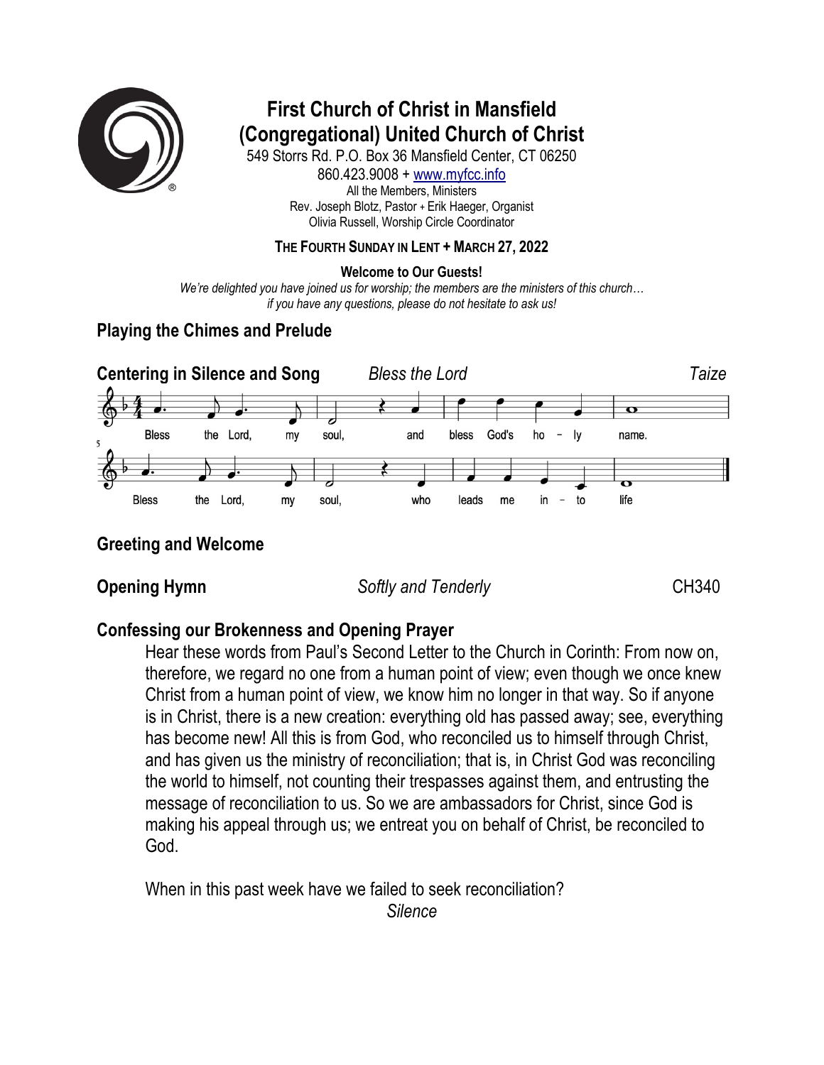# First Church of Christ in Mansfield
# (Congregational) United Church of Christ

549 Storrs Rd. P.O. Box 36 Mansfield Center, CT 06250
860.423.9008 + www.myfcc.info
All the Members, Ministers
Rev. Joseph Blotz, Pastor + Erik Haeger, Organist
Olivia Russell, Worship Circle Coordinator

**THE FOURTH SUNDAY IN LENT + MARCH 27, 2022**

**Welcome to Our Guests!**

*We're delighted you have joined us for worship; the members are the ministers of this church… if you have any questions, please do not hesitate to ask us!*

## Playing the Chimes and Prelude

## Centering in Silence and Song — *Bless the Lord* — *Taize*

Bless the Lord, my soul, and bless God's ho - ly name.
Bless the Lord, my soul, who leads me in - to life

## Greeting and Welcome

## Opening Hymn — *Softly and Tenderly* — CH340

## Confessing our Brokenness and Opening Prayer

Hear these words from Paul's Second Letter to the Church in Corinth: From now on, therefore, we regard no one from a human point of view; even though we once knew Christ from a human point of view, we know him no longer in that way. So if anyone is in Christ, there is a new creation: everything old has passed away; see, everything has become new! All this is from God, who reconciled us to himself through Christ, and has given us the ministry of reconciliation; that is, in Christ God was reconciling the world to himself, not counting their trespasses against them, and entrusting the message of reconciliation to us. So we are ambassadors for Christ, since God is making his appeal through us; we entreat you on behalf of Christ, be reconciled to God.

When in this past week have we failed to seek reconciliation?

*Silence*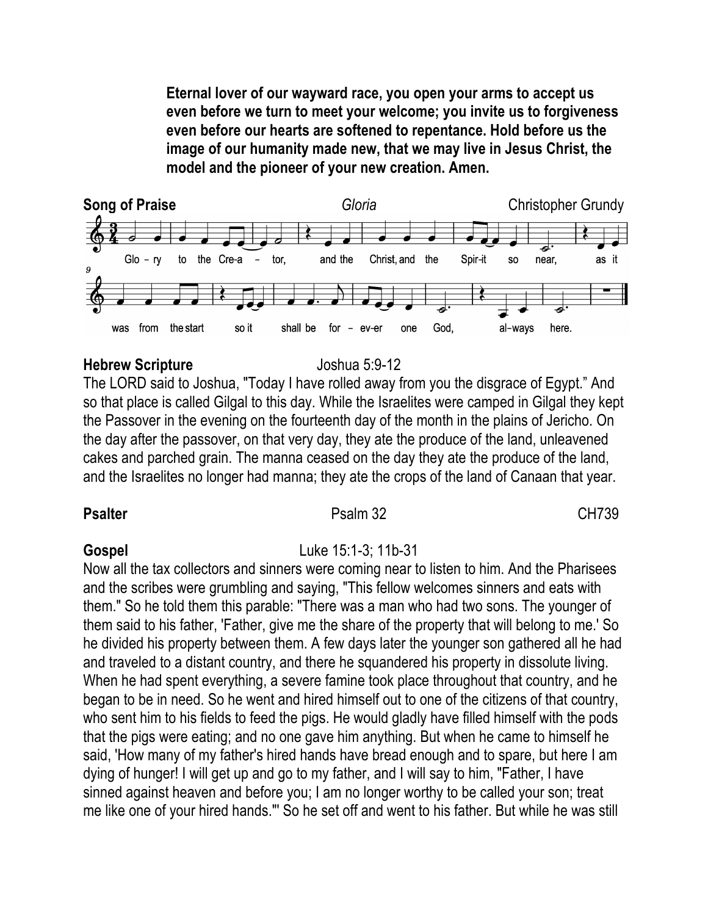**Eternal lover of our wayward race, you open your arms to accept us even before we turn to meet your welcome; you invite us to forgiveness even before our hearts are softened to repentance. Hold before us the image of our humanity made new, that we may live in Jesus Christ, the model and the pioneer of your new creation. Amen.**

**Song of Praise** *Gloria* Christopher Grundy

Glo – ry to the Cre-a – tor, and the Christ, and the Spir-it so near, as it was from the start so it shall be for – ev-er one God, al–ways here.

**Hebrew Scripture** Joshua 5:9-12

The LORD said to Joshua, "Today I have rolled away from you the disgrace of Egypt." And so that place is called Gilgal to this day. While the Israelites were camped in Gilgal they kept the Passover in the evening on the fourteenth day of the month in the plains of Jericho. On the day after the passover, on that very day, they ate the produce of the land, unleavened cakes and parched grain. The manna ceased on the day they ate the produce of the land, and the Israelites no longer had manna; they ate the crops of the land of Canaan that year.

**Psalter** Psalm 32 CH739

**Gospel** Luke 15:1-3; 11b-31

Now all the tax collectors and sinners were coming near to listen to him. And the Pharisees and the scribes were grumbling and saying, "This fellow welcomes sinners and eats with them." So he told them this parable: "There was a man who had two sons. The younger of them said to his father, 'Father, give me the share of the property that will belong to me.' So he divided his property between them. A few days later the younger son gathered all he had and traveled to a distant country, and there he squandered his property in dissolute living. When he had spent everything, a severe famine took place throughout that country, and he began to be in need. So he went and hired himself out to one of the citizens of that country, who sent him to his fields to feed the pigs. He would gladly have filled himself with the pods that the pigs were eating; and no one gave him anything. But when he came to himself he said, 'How many of my father's hired hands have bread enough and to spare, but here I am dying of hunger! I will get up and go to my father, and I will say to him, "Father, I have sinned against heaven and before you; I am no longer worthy to be called your son; treat me like one of your hired hands."' So he set off and went to his father. But while he was still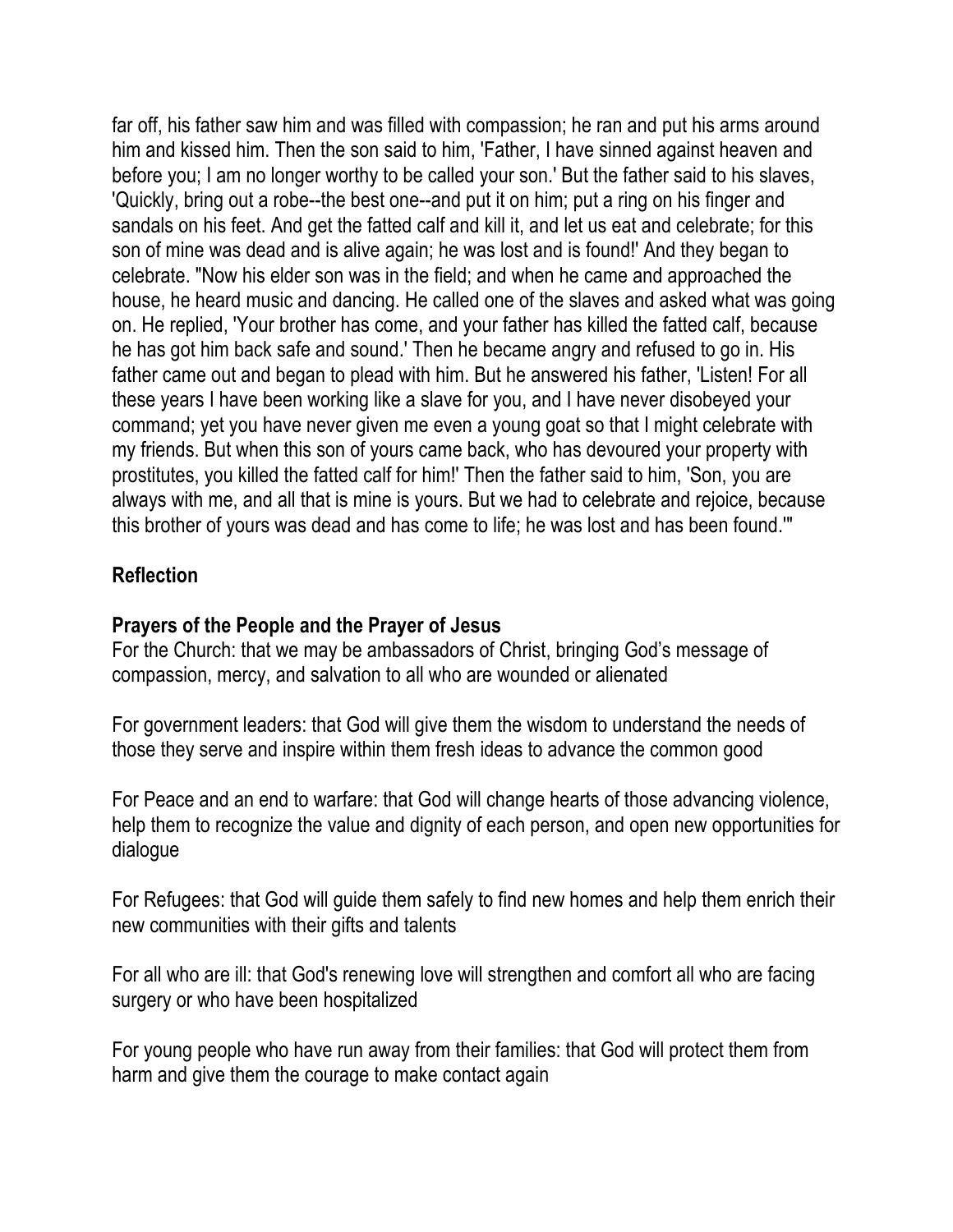far off, his father saw him and was filled with compassion; he ran and put his arms around him and kissed him. Then the son said to him, 'Father, I have sinned against heaven and before you; I am no longer worthy to be called your son.' But the father said to his slaves, 'Quickly, bring out a robe--the best one--and put it on him; put a ring on his finger and sandals on his feet. And get the fatted calf and kill it, and let us eat and celebrate; for this son of mine was dead and is alive again; he was lost and is found!' And they began to celebrate. "Now his elder son was in the field; and when he came and approached the house, he heard music and dancing. He called one of the slaves and asked what was going on. He replied, 'Your brother has come, and your father has killed the fatted calf, because he has got him back safe and sound.' Then he became angry and refused to go in. His father came out and began to plead with him. But he answered his father, 'Listen! For all these years I have been working like a slave for you, and I have never disobeyed your command; yet you have never given me even a young goat so that I might celebrate with my friends. But when this son of yours came back, who has devoured your property with prostitutes, you killed the fatted calf for him!' Then the father said to him, 'Son, you are always with me, and all that is mine is yours. But we had to celebrate and rejoice, because this brother of yours was dead and has come to life; he was lost and has been found.'"

**Reflection**

**Prayers of the People and the Prayer of Jesus**

For the Church: that we may be ambassadors of Christ, bringing God's message of compassion, mercy, and salvation to all who are wounded or alienated

For government leaders: that God will give them the wisdom to understand the needs of those they serve and inspire within them fresh ideas to advance the common good

For Peace and an end to warfare: that God will change hearts of those advancing violence, help them to recognize the value and dignity of each person, and open new opportunities for dialogue

For Refugees: that God will guide them safely to find new homes and help them enrich their new communities with their gifts and talents

For all who are ill: that God's renewing love will strengthen and comfort all who are facing surgery or who have been hospitalized

For young people who have run away from their families: that God will protect them from harm and give them the courage to make contact again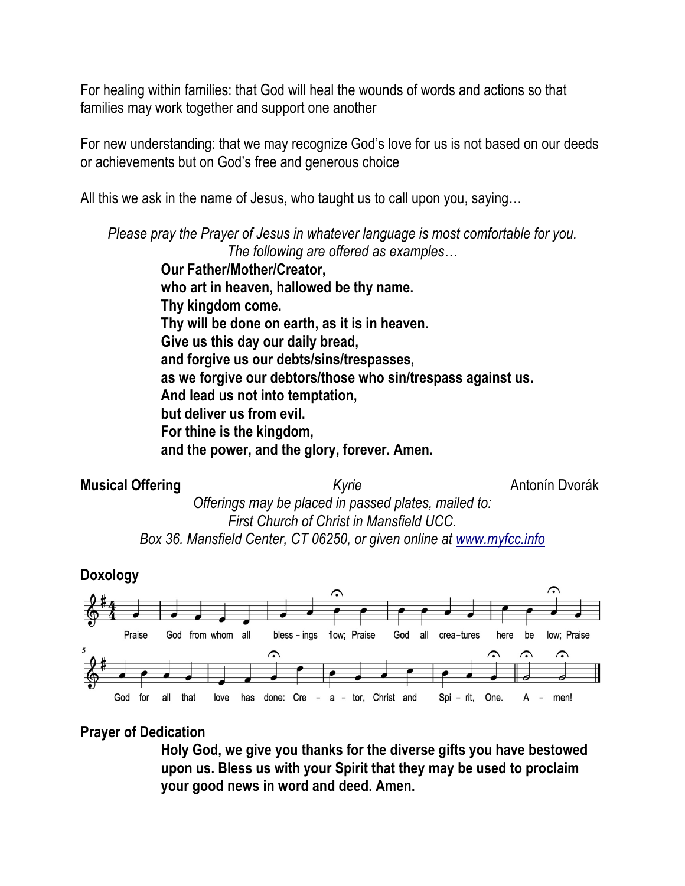For healing within families: that God will heal the wounds of words and actions so that families may work together and support one another

For new understanding: that we may recognize God's love for us is not based on our deeds or achievements but on God's free and generous choice

All this we ask in the name of Jesus, who taught us to call upon you, saying…

*Please pray the Prayer of Jesus in whatever language is most comfortable for you. The following are offered as examples…*

**Our Father/Mother/Creator,**
**who art in heaven, hallowed be thy name.**
**Thy kingdom come.**
**Thy will be done on earth, as it is in heaven.**
**Give us this day our daily bread,**
**and forgive us our debts/sins/trespasses,**
**as we forgive our debtors/those who sin/trespass against us.**
**And lead us not into temptation,**
**but deliver us from evil.**
**For thine is the kingdom,**
**and the power, and the glory, forever. Amen.**

**Musical Offering** *Kyrie* Antonín Dvorák

*Offerings may be placed in passed plates, mailed to:*
*First Church of Christ in Mansfield UCC.*
*Box 36. Mansfield Center, CT 06250, or given online at www.myfcc.info*

**Doxology**

Praise God from whom all bless-ings flow; Praise God all crea-tures here be low; Praise God for all that love has done: Cre-a-tor, Christ and Spi-rit, One. A-men!

**Prayer of Dedication**

**Holy God, we give you thanks for the diverse gifts you have bestowed upon us. Bless us with your Spirit that they may be used to proclaim your good news in word and deed. Amen.**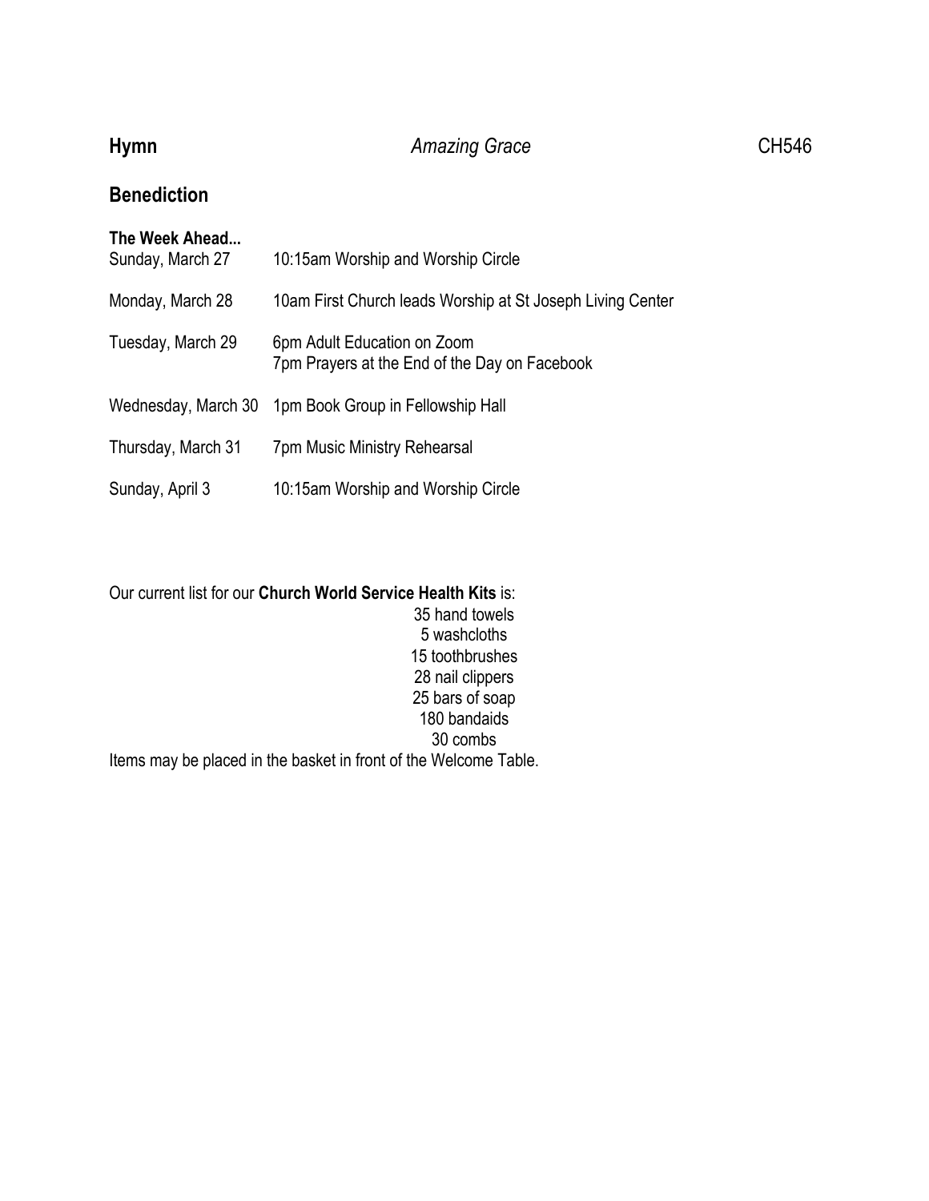**Hymn** *Amazing Grace* CH546

## Benediction

**The Week Ahead...**

| | |
|---|---|
| Sunday, March 27 | 10:15am Worship and Worship Circle |
| Monday, March 28 | 10am First Church leads Worship at St Joseph Living Center |
| Tuesday, March 29 | 6pm Adult Education on Zoom<br>7pm Prayers at the End of the Day on Facebook |
| Wednesday, March 30 | 1pm Book Group in Fellowship Hall |
| Thursday, March 31 | 7pm Music Ministry Rehearsal |
| Sunday, April 3 | 10:15am Worship and Worship Circle |

Our current list for our **Church World Service Health Kits** is:

35 hand towels
5 washcloths
15 toothbrushes
28 nail clippers
25 bars of soap
180 bandaids
30 combs

Items may be placed in the basket in front of the Welcome Table.